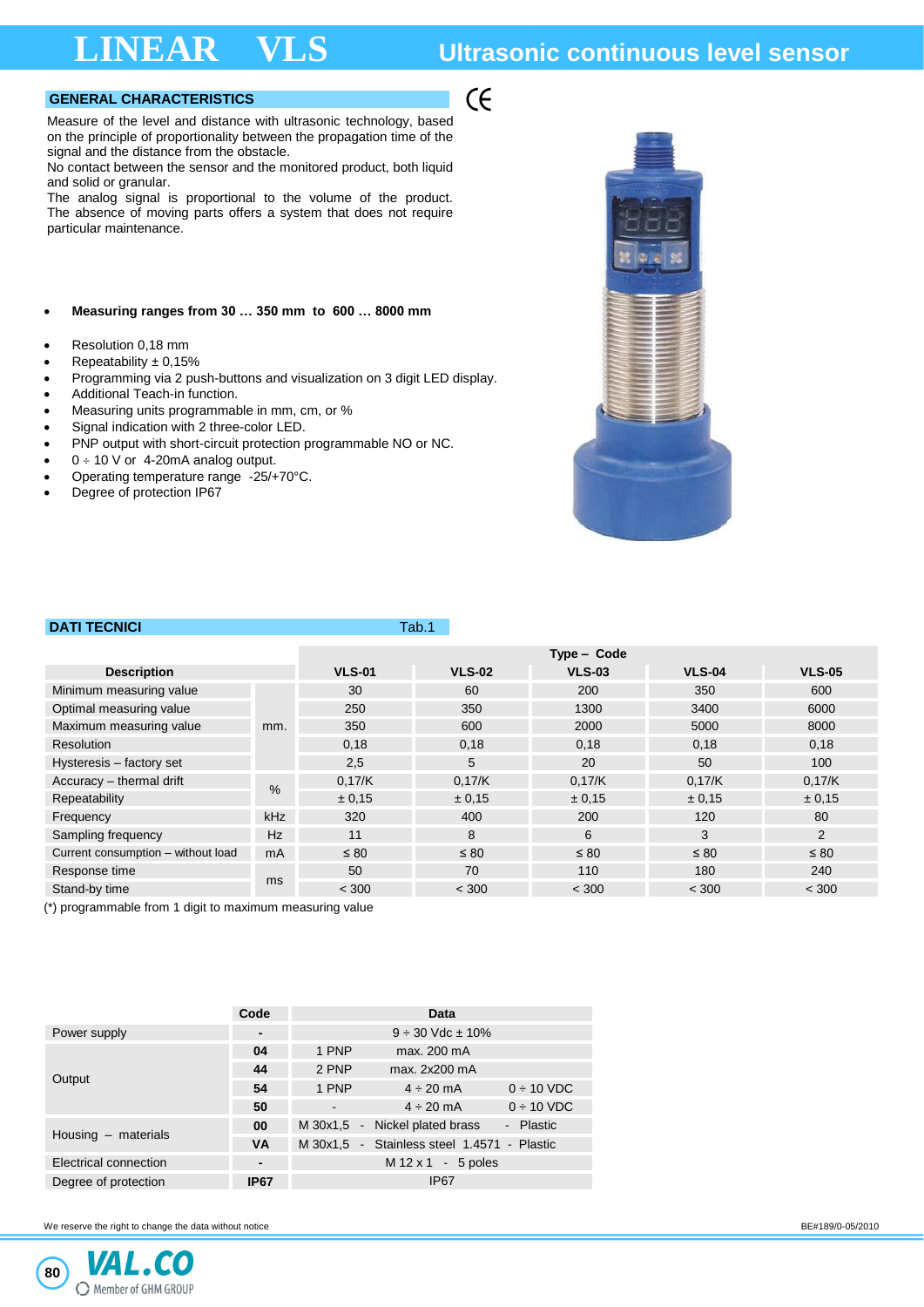# LINEAR VLS

## Ultrasonic continuous level sensor

### GENERAL CHARACTERISTICS

CE

Measure of the level and distance with ultrasonic technology, based on the principle of proportionality between the propagation time of the signal and the distance from the obstacle.
No contact between the sensor and the monitored product, both liquid and solid or granular.
The analog signal is proportional to the volume of the product. The absence of moving parts offers a system that does not require particular maintenance.

- **Measuring ranges from 30 … 350 mm to 600 … 8000 mm**

- Resolution 0,18 mm
- Repeatability ± 0,15%
- Programming via 2 push-buttons and visualization on 3 digit LED display.
- Additional Teach-in function.
- Measuring units programmable in mm, cm, or %
- Signal indication with 2 three-color LED.
- PNP output with short-circuit protection programmable NO or NC.
- 0 ÷ 10 V or 4-20mA analog output.
- Operating temperature range -25/+70°C.
- Degree of protection IP67

### DATI TECNICI

Tab.1

| Description | | Type – Code | | | | |
|---|---|---|---|---|---|---|
| | | VLS-01 | VLS-02 | VLS-03 | VLS-04 | VLS-05 |
| Minimum measuring value | mm. | 30 | 60 | 200 | 350 | 600 |
| Optimal measuring value | mm. | 250 | 350 | 1300 | 3400 | 6000 |
| Maximum measuring value | mm. | 350 | 600 | 2000 | 5000 | 8000 |
| Resolution | mm. | 0,18 | 0,18 | 0,18 | 0,18 | 0,18 |
| Hysteresis – factory set | mm. | 2,5 | 5 | 20 | 50 | 100 |
| Accuracy – thermal drift | % | 0,17/K | 0,17/K | 0,17/K | 0,17/K | 0,17/K |
| Repeatability | % | ± 0,15 | ± 0,15 | ± 0,15 | ± 0,15 | ± 0,15 |
| Frequency | kHz | 320 | 400 | 200 | 120 | 80 |
| Sampling frequency | Hz | 11 | 8 | 6 | 3 | 2 |
| Current consumption – without load | mA | ≤ 80 | ≤ 80 | ≤ 80 | ≤ 80 | ≤ 80 |
| Response time | ms | 50 | 70 | 110 | 180 | 240 |
| Stand-by time | ms | < 300 | < 300 | < 300 | < 300 | < 300 |

(*) programmable from 1 digit to maximum measuring value

| | Code | Data |
|---|---|---|
| Power supply | - | 9 ÷ 30 Vdc ± 10% |
| Output | 04 | 1 PNP max. 200 mA |
| | 44 | 2 PNP max. 2x200 mA |
| | 54 | 1 PNP 4 ÷ 20 mA 0 ÷ 10 VDC |
| | 50 | - 4 ÷ 20 mA 0 ÷ 10 VDC |
| Housing – materials | 00 | M 30x1,5 - Nickel plated brass - Plastic |
| | VA | M 30x1,5 - Stainless steel 1.4571 - Plastic |
| Electrical connection | - | M 12 x 1 - 5 poles |
| Degree of protection | IP67 | IP67 |

We reserve the right to change the data without notice

BE#189/0-05/2010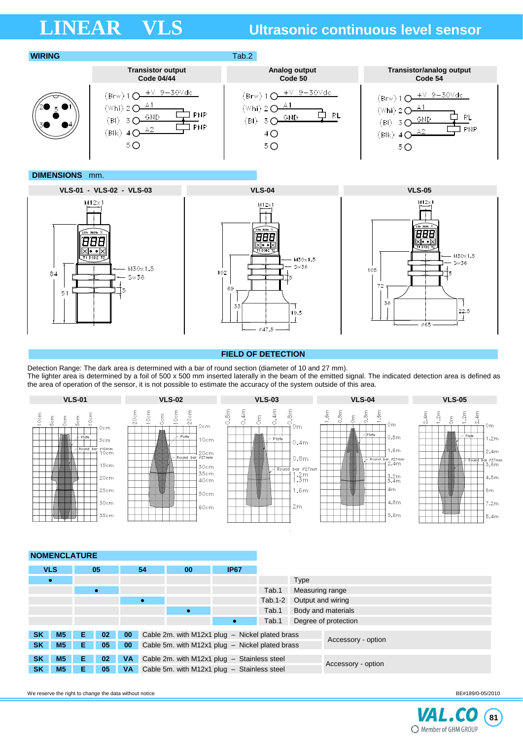# LINEAR VLS

## Ultrasonic continuous level sensor

## WIRING

Tab.2

| Transistor output Code 04/44 | Analog output Code 50 | Transistor/analog output Code 54 |
|---|---|---|
| (Brw) 1 +V 9–30Vdc | (Brw) 1 +V 9–30Vdc | (Brw) 1 +V 9–30Vdc |
| (Whi) 2 A1 PNP | (Whi) 2 A1 | (Whi) 2 A1 |
| (Bl) 3 GND | (Bl) 3 GND RL | (Bl) 3 GND RL |
| (Blk) 4 A2 PNP | 4 | (Blk) 4 A2 PNP |
| 5 | 5 | 5 |

## DIMENSIONS mm.

VLS-01 - VLS-02 - VLS-03

M12x1
M30x1,5
Sw36
84
51
5

VLS-04

M12x1
M30x1,5
Sw36
102
69
33
5
19,5
ø47,5

VLS-05

M12x1
M30x1,5
Sw36
105
72
38
5
22,5
ø65

## FIELD OF DETECTION

Detection Range: The dark area is determined with a bar of round section (diameter of 10 and 27 mm).
The lighter area is determined by a foil of 500 x 500 mm inserted laterally in the beam of the emitted signal. The indicated detection area is defined as the area of operation of the sensor, it is not possible to estimate the accuracy of the system outside of this area.

VLS-01

10cm 5cm 0cm 5cm 10cm
0cm 5cm 10cm 15cm 20cm 25cm 30cm 35cm
Plate
Round bar ø10mm

VLS-02

20cm 10cm 0cm 10cm 20cm
0cm 10cm 20cm 30cm 35cm 40cm 50cm 60cm
Plate
Round bar ø27mm

VLS-03

0,8m 0,4m 0m 0,4m 0,8m
0m 0,4m 0,8m 1,2m 1,3m 1,6m 2m
Plate
Round bar ø27mm

VLS-04

1,6m 0,8m 0m 0,8m 1,6m
0m 0,8m 1,6m 2,4m 3,2m 3,4m 4m 4,8m 5,6m
Plate
Round bar ø27mm

VLS-05

2,4m 1,2m 0m 1,2m 2,4m
0m 1,2m 2,4m 3,6m 4,8m 6m 7,2m 8,4m
Plate
Round bar ø27mm

## NOMENCLATURE

| VLS | 05 | 54 | 00 | IP67 | | |
|---|---|---|---|---|---|---|
| • | | | | | | Type |
| | • | | | | Tab.1 | Measuring range |
| | | • | | | Tab.1-2 | Output and wiring |
| | | | • | | Tab.1 | Body and materials |
| | | | | • | Tab.1 | Degree of protection |

| | | | | | | |
|---|---|---|---|---|---|---|
| SK | M5 | E | 02 | 00 | Cable 2m. with M12x1 plug – Nickel plated brass | Accessory - option |
| SK | M5 | E | 05 | 00 | Cable 5m. with M12x1 plug – Nickel plated brass | |
| SK | M5 | E | 02 | VA | Cable 2m. with M12x1 plug – Stainless steel | Accessory - option |
| SK | M5 | E | 05 | VA | Cable 5m. with M12x1 plug – Stainless steel | |

We reserve the right to change the data without notice

BE#189/0-05/2010

VAL.CO Member of GHM GROUP